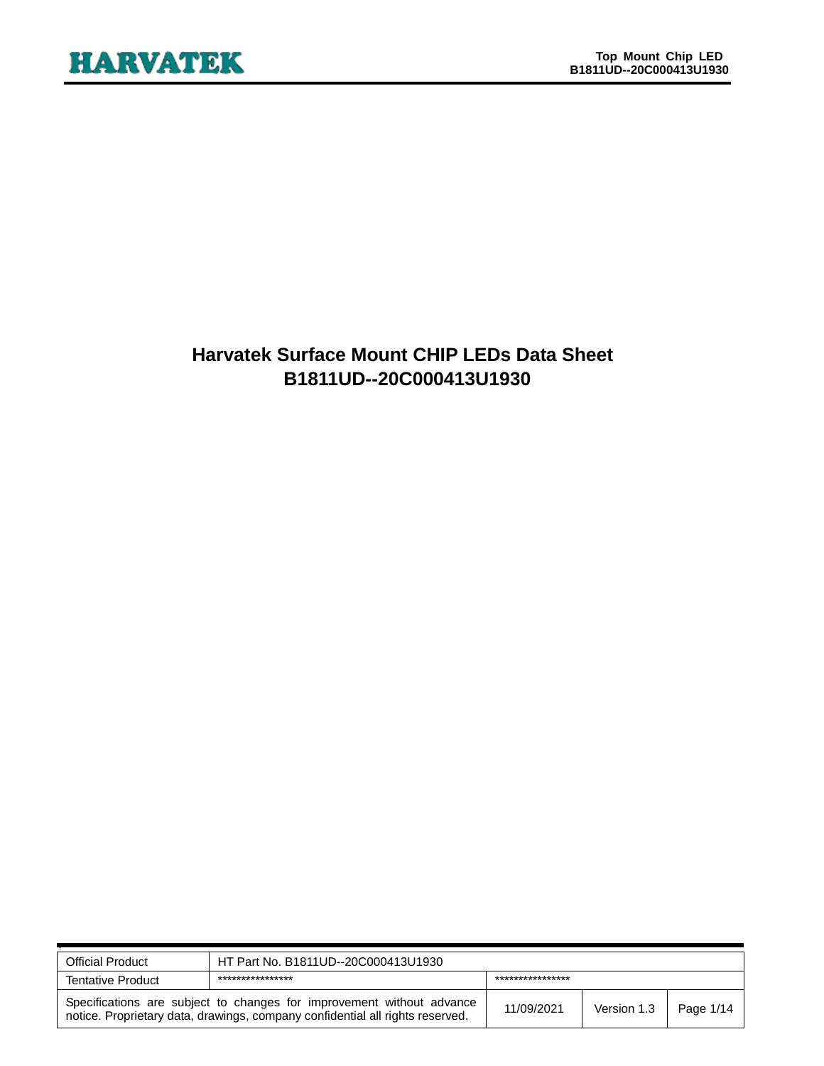# Harvatek Surface Mount CHIP LEDs Data Sheet
# B1811UD--20C000413U1930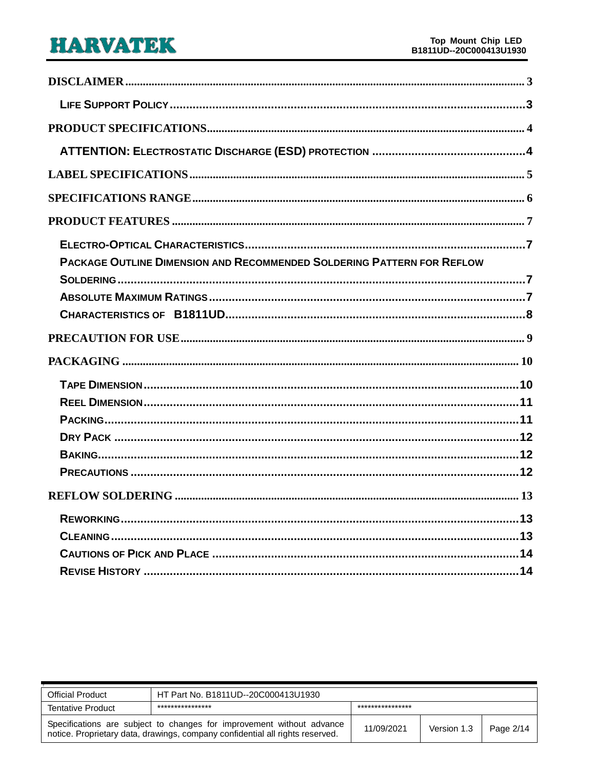DISCLAIMER ........ 3

LIFE SUPPORT POLICY ........ 3

PRODUCT SPECIFICATIONS ........ 4

ATTENTION: ELECTROSTATIC DISCHARGE (ESD) PROTECTION ........ 4

LABEL SPECIFICATIONS ........ 5

SPECIFICATIONS RANGE ........ 6

PRODUCT FEATURES ........ 7

ELECTRO-OPTICAL CHARACTERISTICS ........ 7

PACKAGE OUTLINE DIMENSION AND RECOMMENDED SOLDERING PATTERN FOR REFLOW SOLDERING ........ 7

ABSOLUTE MAXIMUM RATINGS ........ 7

CHARACTERISTICS OF B1811UD ........ 8

PRECAUTION FOR USE ........ 9

PACKAGING ........ 10

TAPE DIMENSION ........ 10

REEL DIMENSION ........ 11

PACKING ........ 11

DRY PACK ........ 12

BAKING ........ 12

PRECAUTIONS ........ 12

REFLOW SOLDERING ........ 13

REWORKING ........ 13

CLEANING ........ 13

CAUTIONS OF PICK AND PLACE ........ 14

REVISE HISTORY ........ 14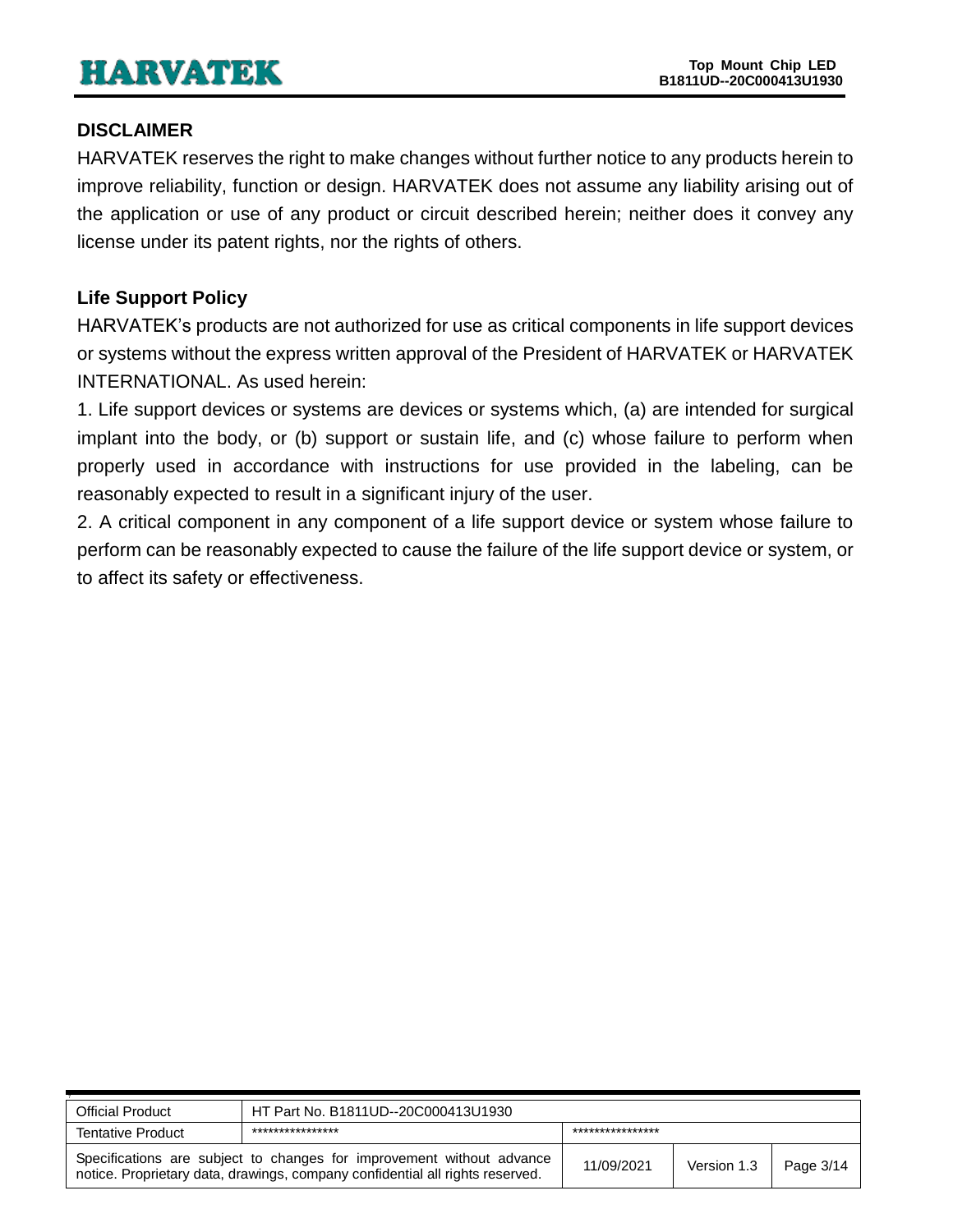## DISCLAIMER

HARVATEK reserves the right to make changes without further notice to any products herein to improve reliability, function or design. HARVATEK does not assume any liability arising out of the application or use of any product or circuit described herein; neither does it convey any license under its patent rights, nor the rights of others.

## Life Support Policy

HARVATEK's products are not authorized for use as critical components in life support devices or systems without the express written approval of the President of HARVATEK or HARVATEK INTERNATIONAL. As used herein:

1. Life support devices or systems are devices or systems which, (a) are intended for surgical implant into the body, or (b) support or sustain life, and (c) whose failure to perform when properly used in accordance with instructions for use provided in the labeling, can be reasonably expected to result in a significant injury of the user.
2. A critical component in any component of a life support device or system whose failure to perform can be reasonably expected to cause the failure of the life support device or system, or to affect its safety or effectiveness.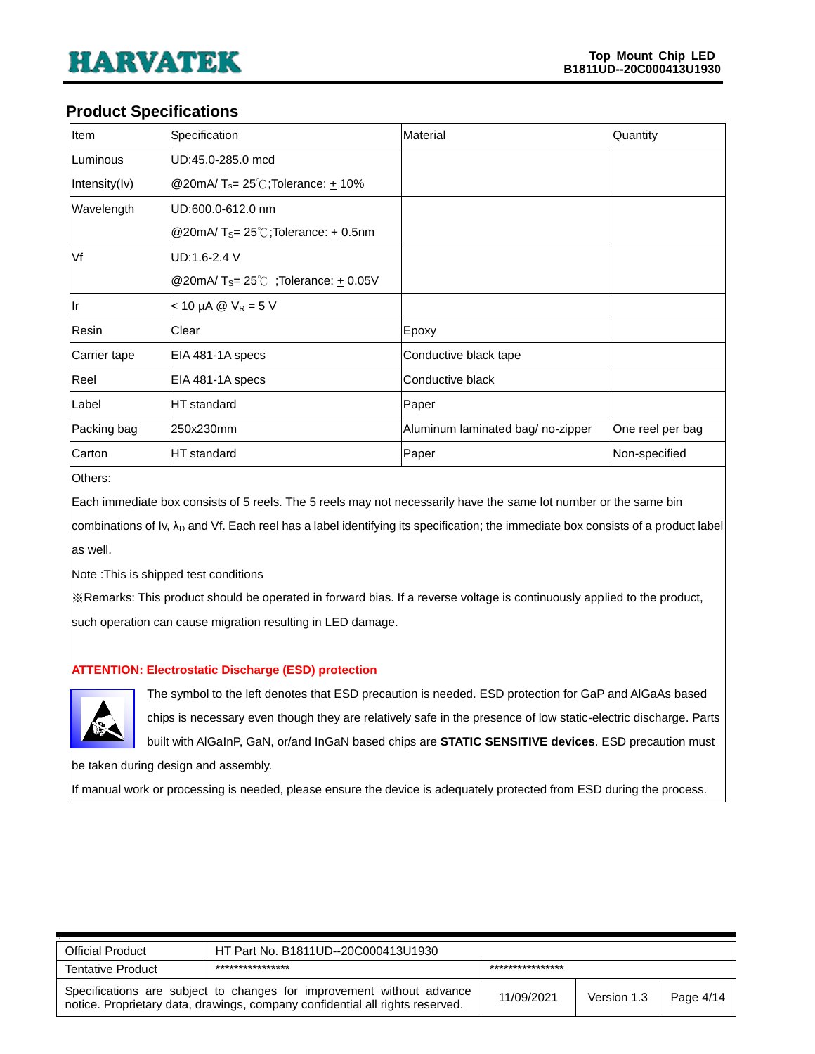## Product Specifications

| Item | Specification | Material | Quantity |
|---|---|---|---|
| Luminous Intensity(Iv) | UD:45.0-285.0 mcd<br>@20mA/ $T_S$= 25℃;Tolerance: ± 10% | | |
| Wavelength | UD:600.0-612.0 nm<br>@20mA/ $T_S$= 25℃;Tolerance: ± 0.5nm | | |
| Vf | UD:1.6-2.4 V<br>@20mA/ $T_S$= 25℃ ;Tolerance: ± 0.05V | | |
| Ir | < 10 µA @ $V_R$ = 5 V | | |
| Resin | Clear | Epoxy | |
| Carrier tape | EIA 481-1A specs | Conductive black tape | |
| Reel | EIA 481-1A specs | Conductive black | |
| Label | HT standard | Paper | |
| Packing bag | 250x230mm | Aluminum laminated bag/ no-zipper | One reel per bag |
| Carton | HT standard | Paper | Non-specified |

Others:

Each immediate box consists of 5 reels. The 5 reels may not necessarily have the same lot number or the same bin combinations of Iv, $\lambda_D$ and Vf. Each reel has a label identifying its specification; the immediate box consists of a product label as well.

Note :This is shipped test conditions

※Remarks: This product should be operated in forward bias. If a reverse voltage is continuously applied to the product, such operation can cause migration resulting in LED damage.

**ATTENTION: Electrostatic Discharge (ESD) protection**

The symbol to the left denotes that ESD precaution is needed. ESD protection for GaP and AlGaAs based chips is necessary even though they are relatively safe in the presence of low static-electric discharge. Parts built with AlGaInP, GaN, or/and InGaN based chips are **STATIC SENSITIVE devices**. ESD precaution must be taken during design and assembly.

If manual work or processing is needed, please ensure the device is adequately protected from ESD during the process.

| | | | | |
|---|---|---|---|---|
| Official Product | HT Part No. B1811UD--20C000413U1930 | | | |
| Tentative Product | **************** | **************** | | |
| Specifications are subject to changes for improvement without advance notice. Proprietary data, drawings, company confidential all rights reserved. | | 11/09/2021 | Version 1.3 | Page 4/14 |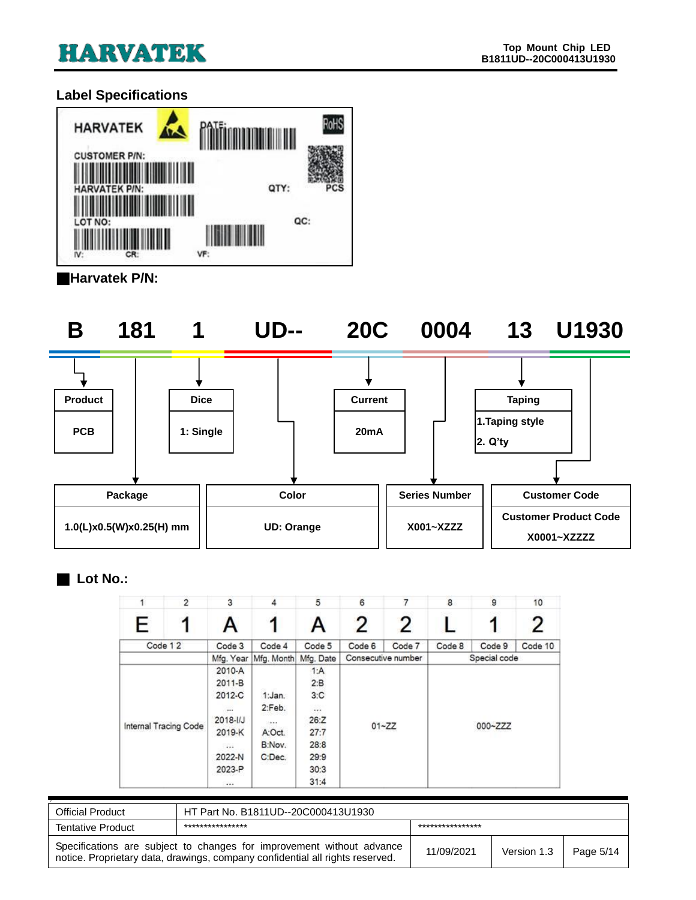## Label Specifications

HARVATEK
CUSTOMER P/N:
HARVATEK P/N:
LOT NO:
IV: CR: VF:
DATE:
RoHS
QTY: PCS
QC:

## ■Harvatek P/N:

B 181 1 UD-- 20C 0004 13 U1930

| Segment | Field | Description |
|---|---|---|
| B | Product | PCB |
| 181 | Package | 1.0(L)x0.5(W)x0.25(H) mm |
| 1 | Dice | 1: Single |
| UD-- | Color | UD: Orange |
| 20C | Current | 20mA |
| 0004 | Series Number | X001~XZZZ |
| 13 | Taping | 1.Taping style<br>2. Q'ty |
| U1930 | Customer Code | Customer Product Code<br>X0001~XZZZZ |

## ■ Lot No.:

| 1 | 2 | 3 | 4 | 5 | 6 | 7 | 8 | 9 | 10 |
|---|---|---|---|---|---|---|---|---|---|
| E | 1 | A | 1 | A | 2 | 2 | L | 1 | 2 |
| Code 1 2 | | Code 3 | Code 4 | Code 5 | Code 6 | Code 7 | Code 8 | Code 9 | Code 10 |
| | | Mfg. Year | Mfg. Month | Mfg. Date | Consecutive number | | Special code | | |
| Internal Tracing Code | | 2010-A<br>2011-B<br>2012-C<br>...<br>2018-I/J<br>2019-K<br>...<br>2022-N<br>2023-P<br>... | 1:Jan.<br>2:Feb.<br>...<br>A:Oct.<br>B:Nov.<br>C:Dec. | 1:A<br>2:B<br>3:C<br>...<br>26:Z<br>27:7<br>28:8<br>29:9<br>30:3<br>31:4 | 01~ZZ | | 000~ZZZ | | |

| | | | | |
|---|---|---|---|---|
| Official Product | HT Part No. B1811UD--20C000413U1930 | | | |
| Tentative Product | **************** | **************** | | |
| Specifications are subject to changes for improvement without advance notice. Proprietary data, drawings, company confidential all rights reserved. | | 11/09/2021 | Version 1.3 | Page 5/14 |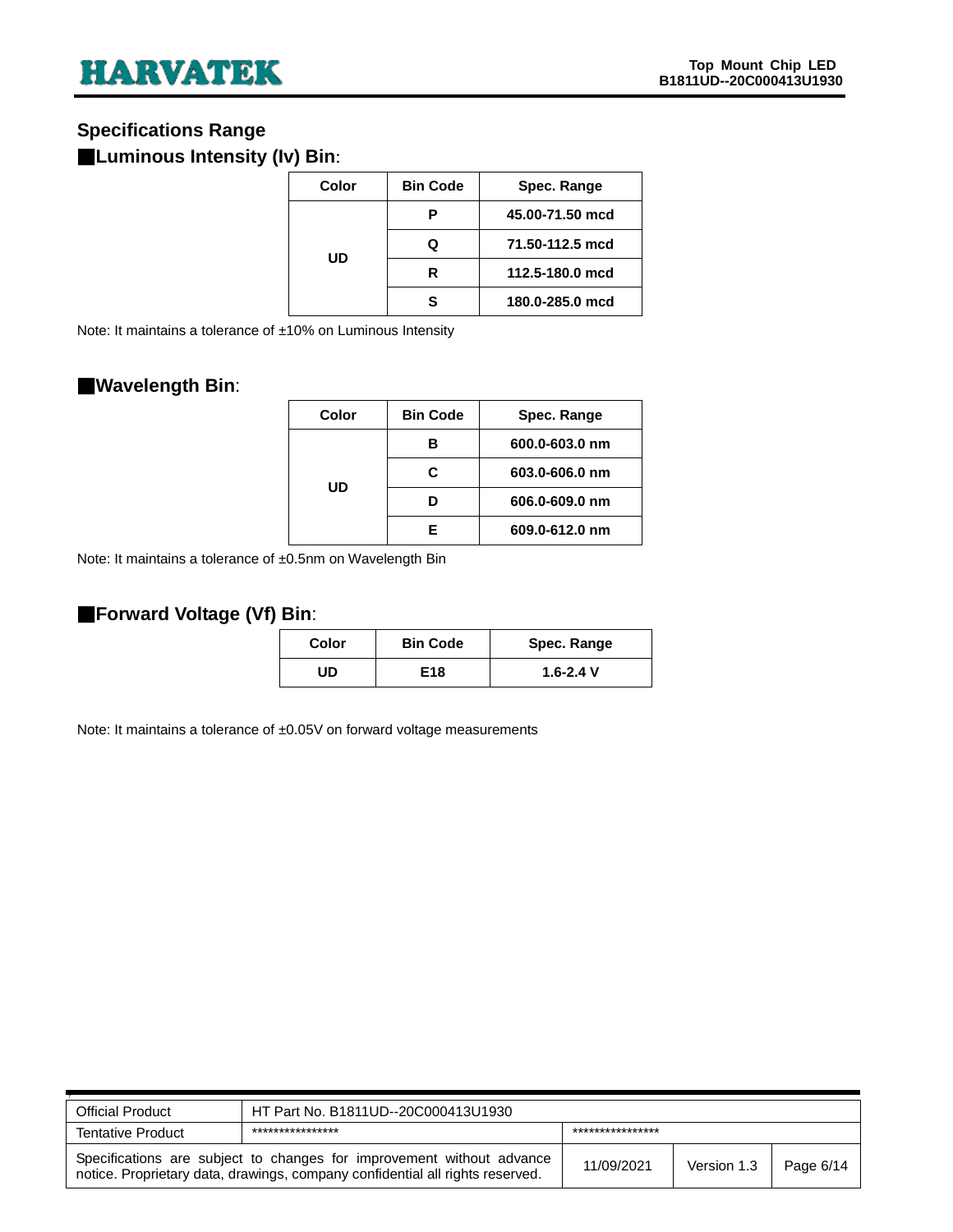## Specifications Range

### ■Luminous Intensity (Iv) Bin:

| Color | Bin Code | Spec. Range |
|---|---|---|
| UD | P | 45.00-71.50 mcd |
| | Q | 71.50-112.5 mcd |
| | R | 112.5-180.0 mcd |
| | S | 180.0-285.0 mcd |

Note: It maintains a tolerance of ±10% on Luminous Intensity

### ■Wavelength Bin:

| Color | Bin Code | Spec. Range |
|---|---|---|
| UD | B | 600.0-603.0 nm |
| | C | 603.0-606.0 nm |
| | D | 606.0-609.0 nm |
| | E | 609.0-612.0 nm |

Note: It maintains a tolerance of ±0.5nm on Wavelength Bin

### ■Forward Voltage (Vf) Bin:

| Color | Bin Code | Spec. Range |
|---|---|---|
| UD | E18 | 1.6-2.4 V |

Note: It maintains a tolerance of ±0.05V on forward voltage measurements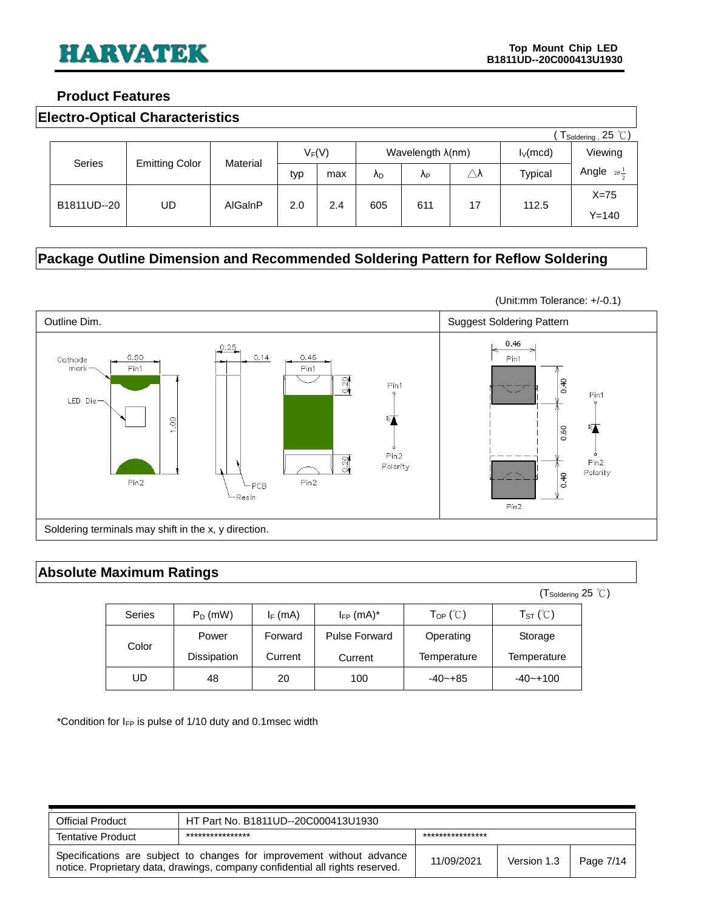## Product Features

### Electro-Optical Characteristics

( $T_{Soldering}$ , 25 ℃)

| Series | Emitting Color | Material | $V_F$(V) | | Wavelength λ(nm) | | | $I_V$(mcd) | Viewing |
|---|---|---|---|---|---|---|---|---|---|
| | | | typ | max | $\lambda_D$ | $\lambda_P$ | △λ | Typical | Angle $2\theta\frac{1}{2}$ |
| B1811UD--20 | UD | AlGaInP | 2.0 | 2.4 | 605 | 611 | 17 | 112.5 | X=75 Y=140 |

### Package Outline Dimension and Recommended Soldering Pattern for Reflow Soldering

(Unit:mm Tolerance: +/-0.1)

Outline Dim.

Cathode mark
LED Die
0.50
Pin1
1.00
Pin2
0.25
0.14
PCB
Resin
0.46
Pin1
0.20
0.20
Pin2
Pin1
Pin2
Polarity

Suggest Soldering Pattern

0.46
Pin1
0.40
0.60
0.40
Pin2
Pin1
Pin2
Polarity

Soldering terminals may shift in the x, y direction.

### Absolute Maximum Ratings

($T_{Soldering}$ 25 ℃)

| Series | $P_D$ (mW) | $I_F$ (mA) | $I_{FP}$ (mA)* | $T_{OP}$ (℃) | $T_{ST}$ (℃) |
|---|---|---|---|---|---|
| Color | Power Dissipation | Forward Current | Pulse Forward Current | Operating Temperature | Storage Temperature |
| UD | 48 | 20 | 100 | -40~+85 | -40~+100 |

*Condition for $I_{FP}$ is pulse of 1/10 duty and 0.1msec width

| | | | | |
|---|---|---|---|---|
| Official Product | HT Part No. B1811UD--20C000413U1930 | | | |
| Tentative Product | **************** | **************** | | |
| Specifications are subject to changes for improvement without advance notice. Proprietary data, drawings, company confidential all rights reserved. | | 11/09/2021 | Version 1.3 | Page 7/14 |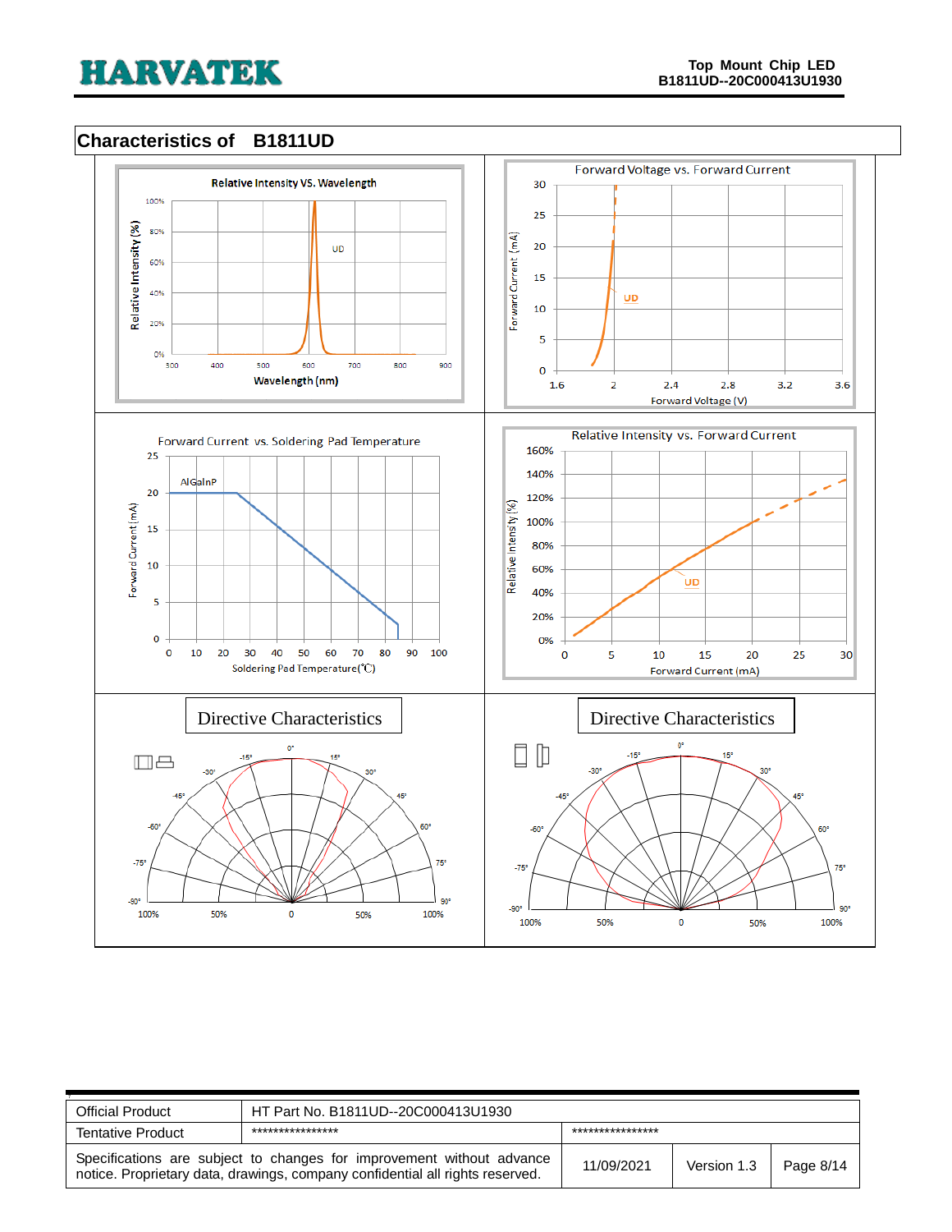## Characteristics of B1811UD

Relative Intensity VS. Wavelength

Forward Voltage vs. Forward Current

Forward Current vs. Soldering Pad Temperature

Relative Intensity vs. Forward Current

Directive Characteristics

Directive Characteristics

| Official Product | HT Part No. B1811UD--20C000413U1930 | | | |
|---|---|---|---|---|
| Tentative Product | **************** | **************** | | |
| Specifications are subject to changes for improvement without advance notice. Proprietary data, drawings, company confidential all rights reserved. | | 11/09/2021 | Version 1.3 | Page 8/14 |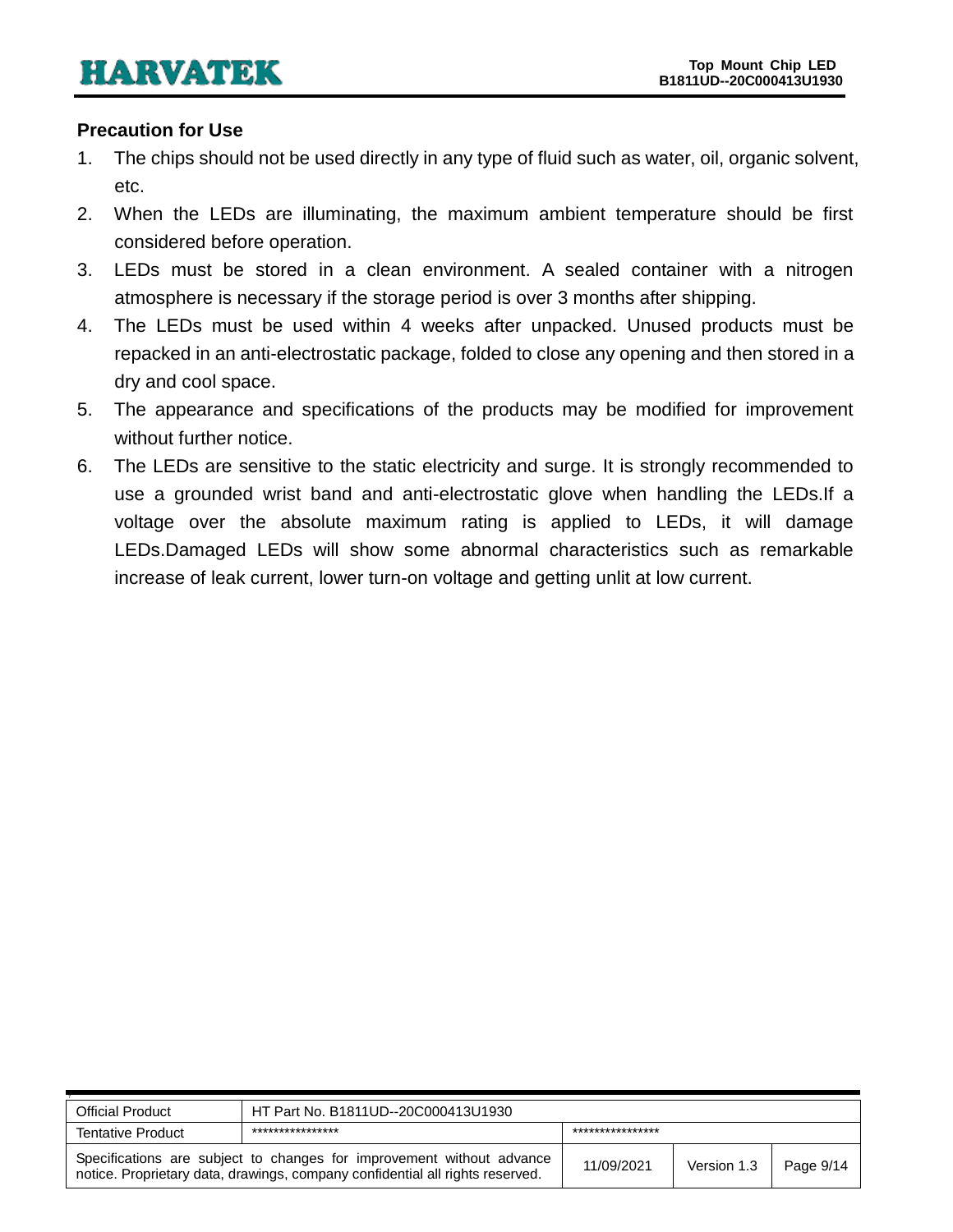## Precaution for Use

1. The chips should not be used directly in any type of fluid such as water, oil, organic solvent, etc.
2. When the LEDs are illuminating, the maximum ambient temperature should be first considered before operation.
3. LEDs must be stored in a clean environment. A sealed container with a nitrogen atmosphere is necessary if the storage period is over 3 months after shipping.
4. The LEDs must be used within 4 weeks after unpacked. Unused products must be repacked in an anti-electrostatic package, folded to close any opening and then stored in a dry and cool space.
5. The appearance and specifications of the products may be modified for improvement without further notice.
6. The LEDs are sensitive to the static electricity and surge. It is strongly recommended to use a grounded wrist band and anti-electrostatic glove when handling the LEDs.If a voltage over the absolute maximum rating is applied to LEDs, it will damage LEDs.Damaged LEDs will show some abnormal characteristics such as remarkable increase of leak current, lower turn-on voltage and getting unlit at low current.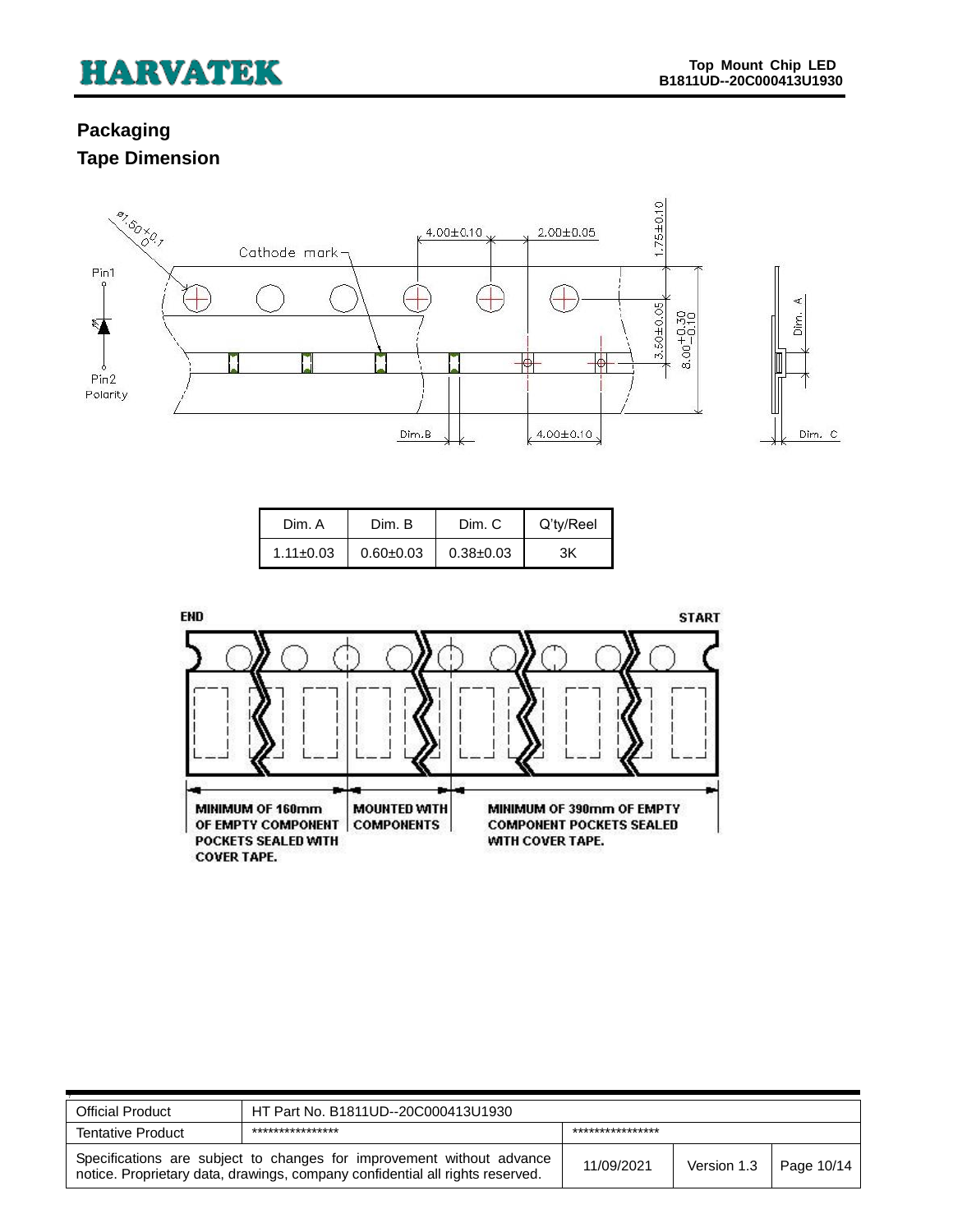## Packaging

### Tape Dimension

Ø1.50+0.1/-0
Cathode mark
4.00±0.10
2.00±0.05
1.75±0.10
Pin1
Pin2
Polarity
3.50±0.05
8.00+0.30/-0.10
Dim. A
Dim.B
4.00±0.10
Dim. C

| Dim. A | Dim. B | Dim. C | Q'ty/Reel |
|---|---|---|---|
| 1.11±0.03 | 0.60±0.03 | 0.38±0.03 | 3K |

END
START

MINIMUM OF 160mm OF EMPTY COMPONENT POCKETS SEALED WITH COVER TAPE.
MOUNTED WITH COMPONENTS
MINIMUM OF 390mm OF EMPTY COMPONENT POCKETS SEALED WITH COVER TAPE.

| | | | | |
|---|---|---|---|---|
| Official Product | HT Part No. B1811UD--20C000413U1930 | | | |
| Tentative Product | **************** | **************** | | |
| Specifications are subject to changes for improvement without advance notice. Proprietary data, drawings, company confidential all rights reserved. | | 11/09/2021 | Version 1.3 | Page 10/14 |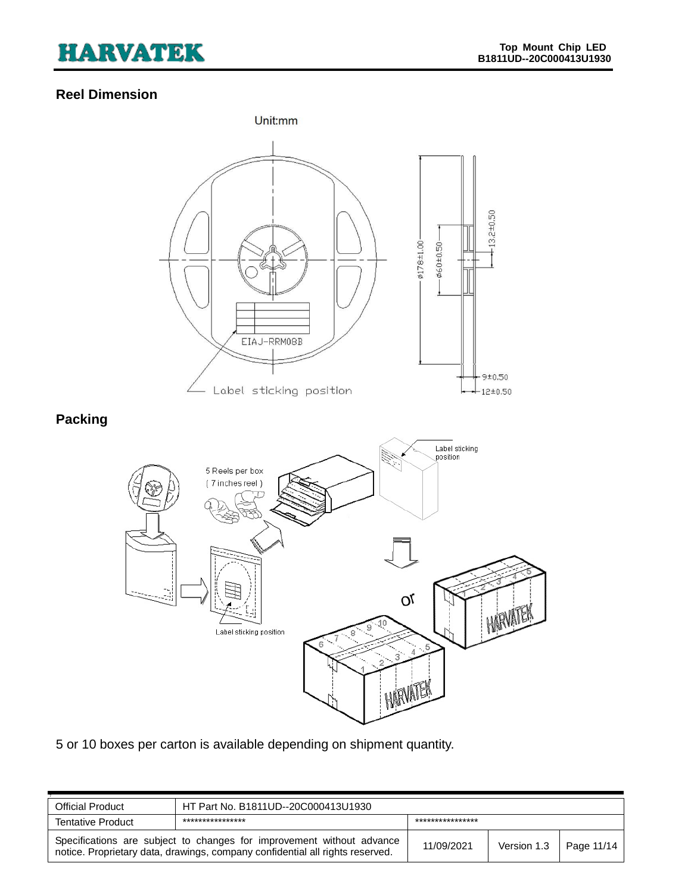## Reel Dimension

Unit:mm

ø178±1.00

ø60±0.50

13.2±0.50

9±0.50

12±0.50

EIAJ-RRM08B

Label sticking position

## Packing

5 Reels per box

( 7 inches reel )

Label sticking position

Label sticking position

or

5 or 10 boxes per carton is available depending on shipment quantity.

| | | | | |
|---|---|---|---|---|
| Official Product | HT Part No. B1811UD--20C000413U1930 | | | |
| Tentative Product | **************** | **************** | | |
| Specifications are subject to changes for improvement without advance notice. Proprietary data, drawings, company confidential all rights reserved. | | 11/09/2021 | Version 1.3 | Page 11/14 |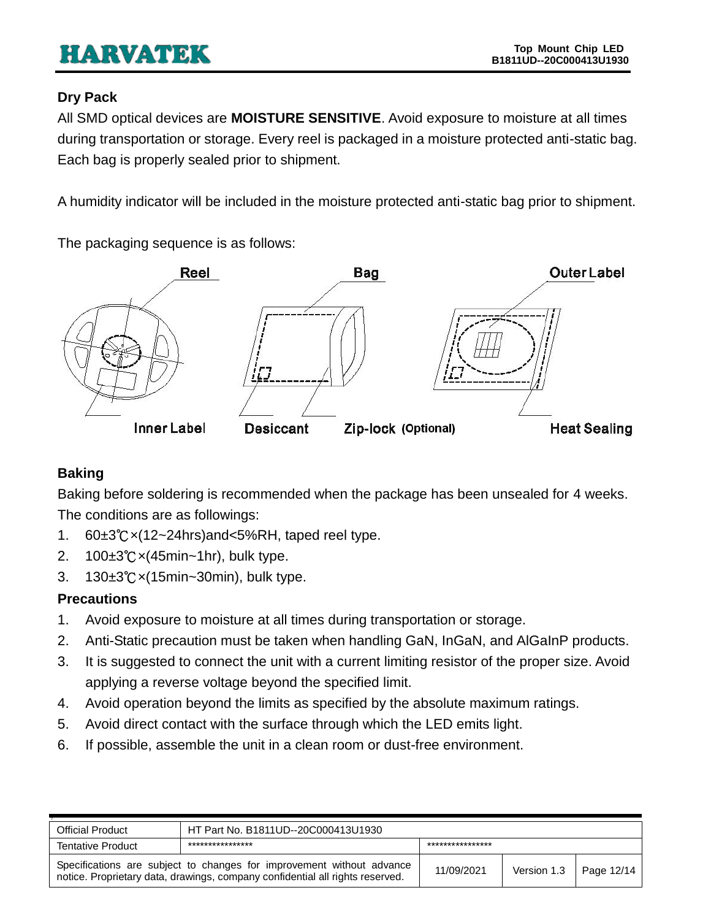## Dry Pack

All SMD optical devices are **MOISTURE SENSITIVE**. Avoid exposure to moisture at all times during transportation or storage. Every reel is packaged in a moisture protected anti-static bag. Each bag is properly sealed prior to shipment.

A humidity indicator will be included in the moisture protected anti-static bag prior to shipment.

The packaging sequence is as follows:

Reel
Bag
Outer Label
Inner Label
Desiccant
Zip-lock (Optional)
Heat Sealing

## Baking

Baking before soldering is recommended when the package has been unsealed for 4 weeks. The conditions are as followings:

1. 60±3℃×(12~24hrs)and<5%RH, taped reel type.
2. 100±3℃×(45min~1hr), bulk type.
3. 130±3℃×(15min~30min), bulk type.

## Precautions

1. Avoid exposure to moisture at all times during transportation or storage.
2. Anti-Static precaution must be taken when handling GaN, InGaN, and AlGaInP products.
3. It is suggested to connect the unit with a current limiting resistor of the proper size. Avoid applying a reverse voltage beyond the specified limit.
4. Avoid operation beyond the limits as specified by the absolute maximum ratings.
5. Avoid direct contact with the surface through which the LED emits light.
6. If possible, assemble the unit in a clean room or dust-free environment.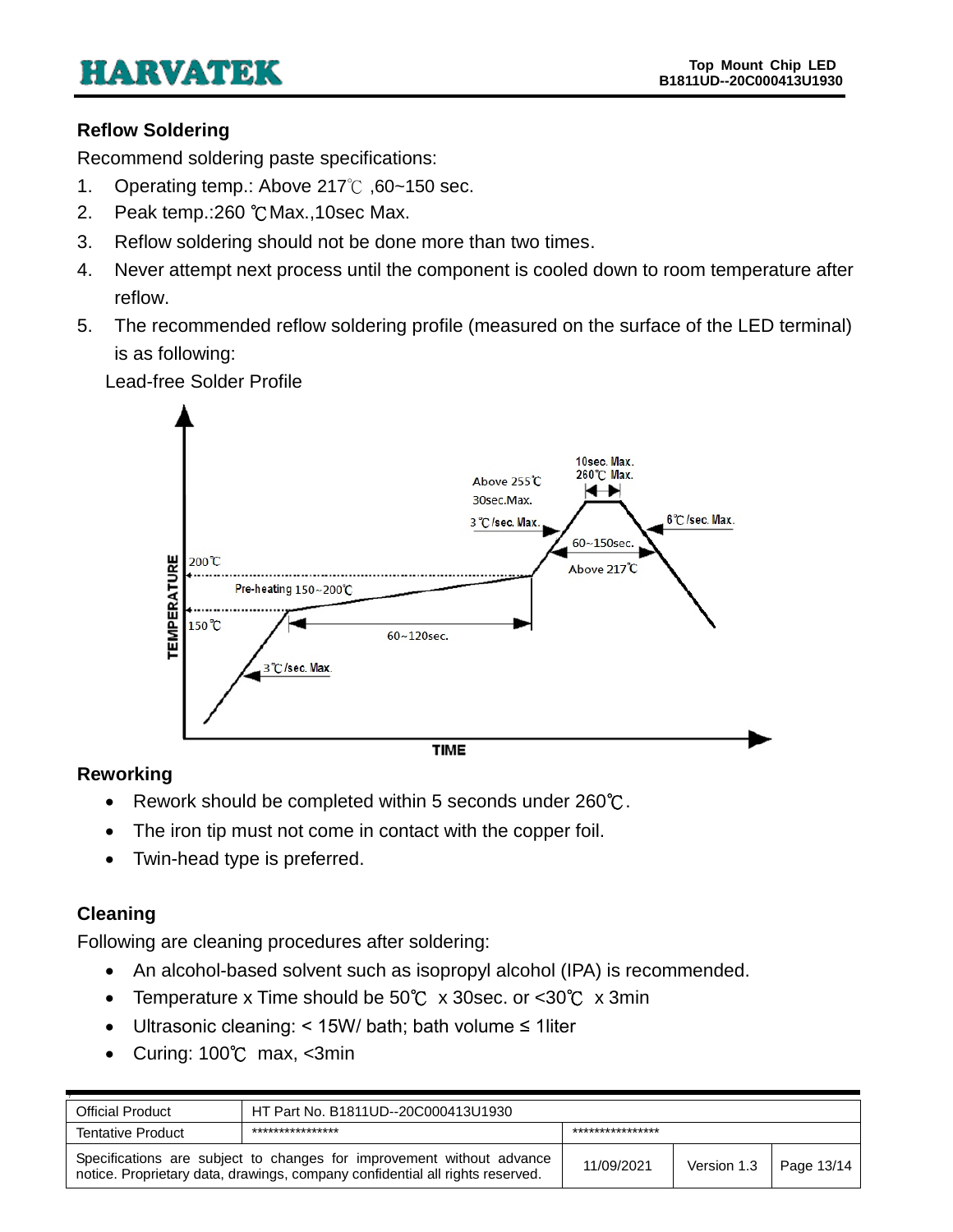## Reflow Soldering

Recommend soldering paste specifications:

1. Operating temp.: Above 217℃ ,60~150 sec.
2. Peak temp.:260 ℃Max.,10sec Max.
3. Reflow soldering should not be done more than two times.
4. Never attempt next process until the component is cooled down to room temperature after reflow.
5. The recommended reflow soldering profile (measured on the surface of the LED terminal) is as following:

Lead-free Solder Profile

10sec. Max.
260℃ Max.
Above 255℃
30sec.Max.
3℃/sec. Max.
6℃/sec. Max.
60~150sec.
Above 217℃
200℃
Pre-heating 150~200℃
150℃
60~120sec.
3℃/sec. Max.
TEMPERATURE
TIME

## Reworking

- Rework should be completed within 5 seconds under 260℃.
- The iron tip must not come in contact with the copper foil.
- Twin-head type is preferred.

## Cleaning

Following are cleaning procedures after soldering:

- An alcohol-based solvent such as isopropyl alcohol (IPA) is recommended.
- Temperature x Time should be 50℃ x 30sec. or <30℃ x 3min
- Ultrasonic cleaning: < 15W/ bath; bath volume ≤ 1liter
- Curing: 100℃ max, <3min

| | | | | |
|---|---|---|---|---|
| Official Product | HT Part No. B1811UD--20C000413U1930 | | | |
| Tentative Product | **************** | **************** | | |
| Specifications are subject to changes for improvement without advance notice. Proprietary data, drawings, company confidential all rights reserved. | | 11/09/2021 | Version 1.3 | Page 13/14 |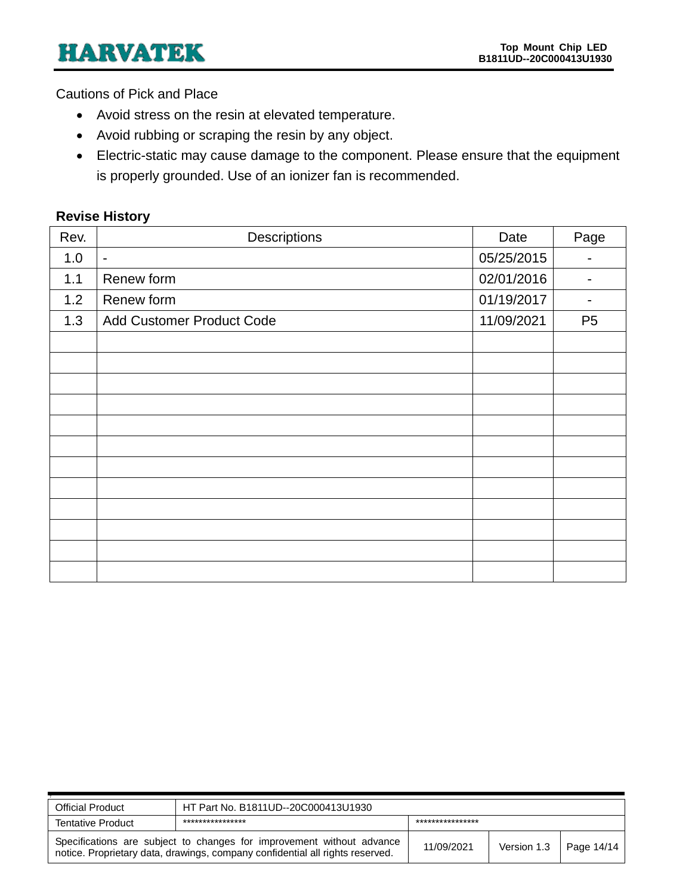Cautions of Pick and Place

- Avoid stress on the resin at elevated temperature.
- Avoid rubbing or scraping the resin by any object.
- Electric-static may cause damage to the component. Please ensure that the equipment is properly grounded. Use of an ionizer fan is recommended.

**Revise History**

| Rev. | Descriptions | Date | Page |
|---|---|---|---|
| 1.0 | - | 05/25/2015 | - |
| 1.1 | Renew form | 02/01/2016 | - |
| 1.2 | Renew form | 01/19/2017 | - |
| 1.3 | Add Customer Product Code | 11/09/2021 | P5 |
| | | | |
| | | | |
| | | | |
| | | | |
| | | | |
| | | | |
| | | | |
| | | | |
| | | | |
| | | | |
| | | | |
| | | | |